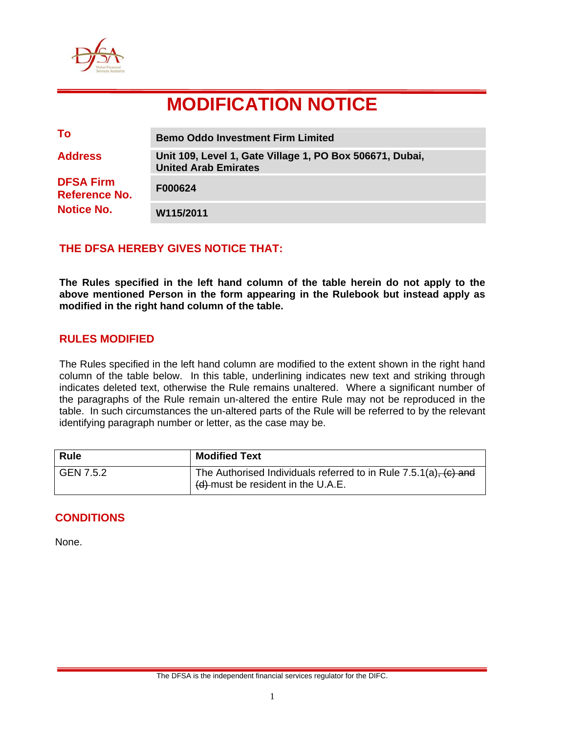# MODIFICATION NOTICE

| | |
|---|---|
| **To** | **Bemo Oddo Investment Firm Limited** |
| **Address** | **Unit 109, Level 1, Gate Village 1, PO Box 506671, Dubai, United Arab Emirates** |
| **DFSA Firm Reference No.** | **F000624** |
| **Notice No.** | **W115/2011** |

## THE DFSA HEREBY GIVES NOTICE THAT:

**The Rules specified in the left hand column of the table herein do not apply to the above mentioned Person in the form appearing in the Rulebook but instead apply as modified in the right hand column of the table.**

## RULES MODIFIED

The Rules specified in the left hand column are modified to the extent shown in the right hand column of the table below. In this table, underlining indicates new text and striking through indicates deleted text, otherwise the Rule remains unaltered. Where a significant number of the paragraphs of the Rule remain un-altered the entire Rule may not be reproduced in the table. In such circumstances the un-altered parts of the Rule will be referred to by the relevant identifying paragraph number or letter, as the case may be.

| Rule | Modified Text |
|---|---|
| GEN 7.5.2 | The Authorised Individuals referred to in Rule 7.5.1(a)~~, (c) and (d)~~ must be resident in the U.A.E. |

## CONDITIONS

None.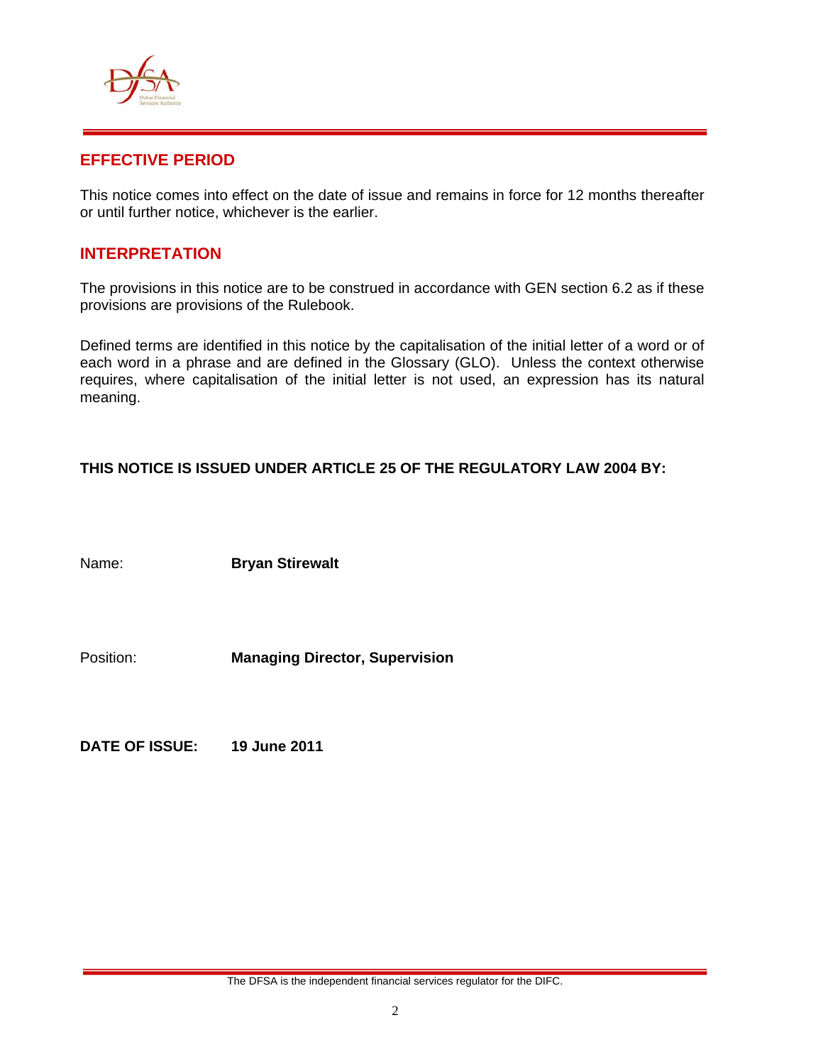## EFFECTIVE PERIOD

This notice comes into effect on the date of issue and remains in force for 12 months thereafter or until further notice, whichever is the earlier.

## INTERPRETATION

The provisions in this notice are to be construed in accordance with GEN section 6.2 as if these provisions are provisions of the Rulebook.

Defined terms are identified in this notice by the capitalisation of the initial letter of a word or of each word in a phrase and are defined in the Glossary (GLO). Unless the context otherwise requires, where capitalisation of the initial letter is not used, an expression has its natural meaning.

**THIS NOTICE IS ISSUED UNDER ARTICLE 25 OF THE REGULATORY LAW 2004 BY:**

Name: **Bryan Stirewalt**

Position: **Managing Director, Supervision**

**DATE OF ISSUE: 19 June 2011**

The DFSA is the independent financial services regulator for the DIFC.